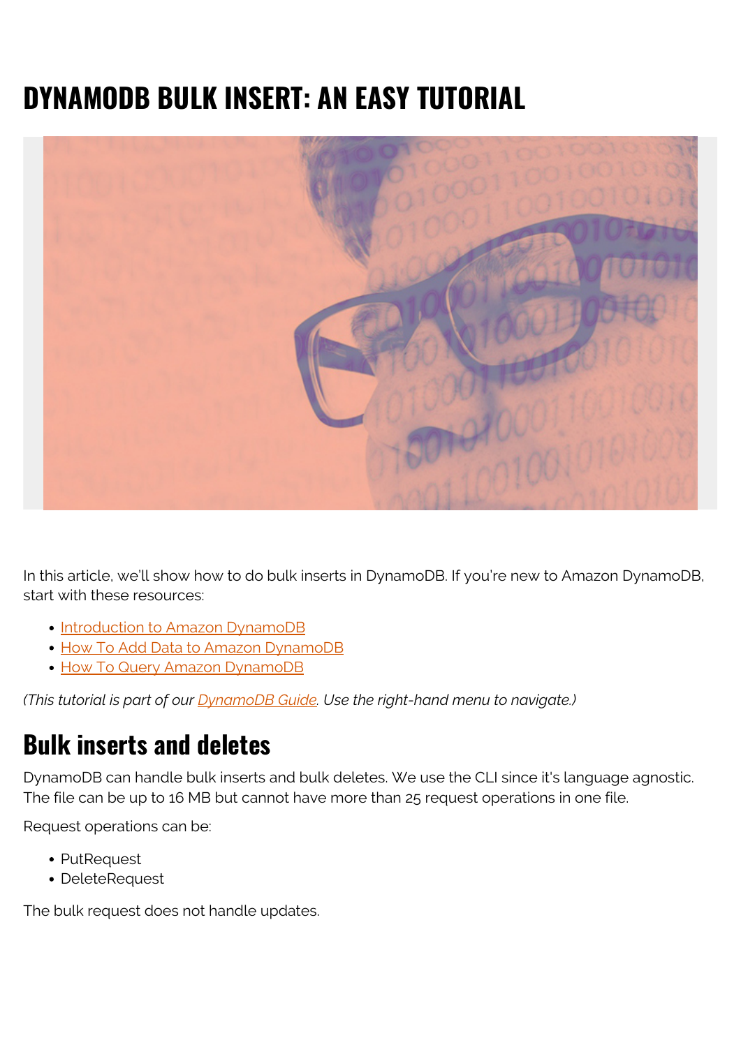# DYNAMODB BULK INSERT: AN EASY TUTORIAL

In this article, we'll show how to do bulk inserts in DynamoDB. If you're new to Amazon DynamoDB, start with these resources:

- [Introduction to Amazon DynamoDB]
- [How To Add Data to Amazon DynamoDB]
- [How To Query Amazon DynamoDB]

*(This tutorial is part of our [DynamoDB Guide]. Use the right-hand menu to navigate.)*

## Bulk inserts and deletes

DynamoDB can handle bulk inserts and bulk deletes. We use the CLI since it's language agnostic. The file can be up to 16 MB but cannot have more than 25 request operations in one file.

Request operations can be:

- PutRequest
- DeleteRequest

The bulk request does not handle updates.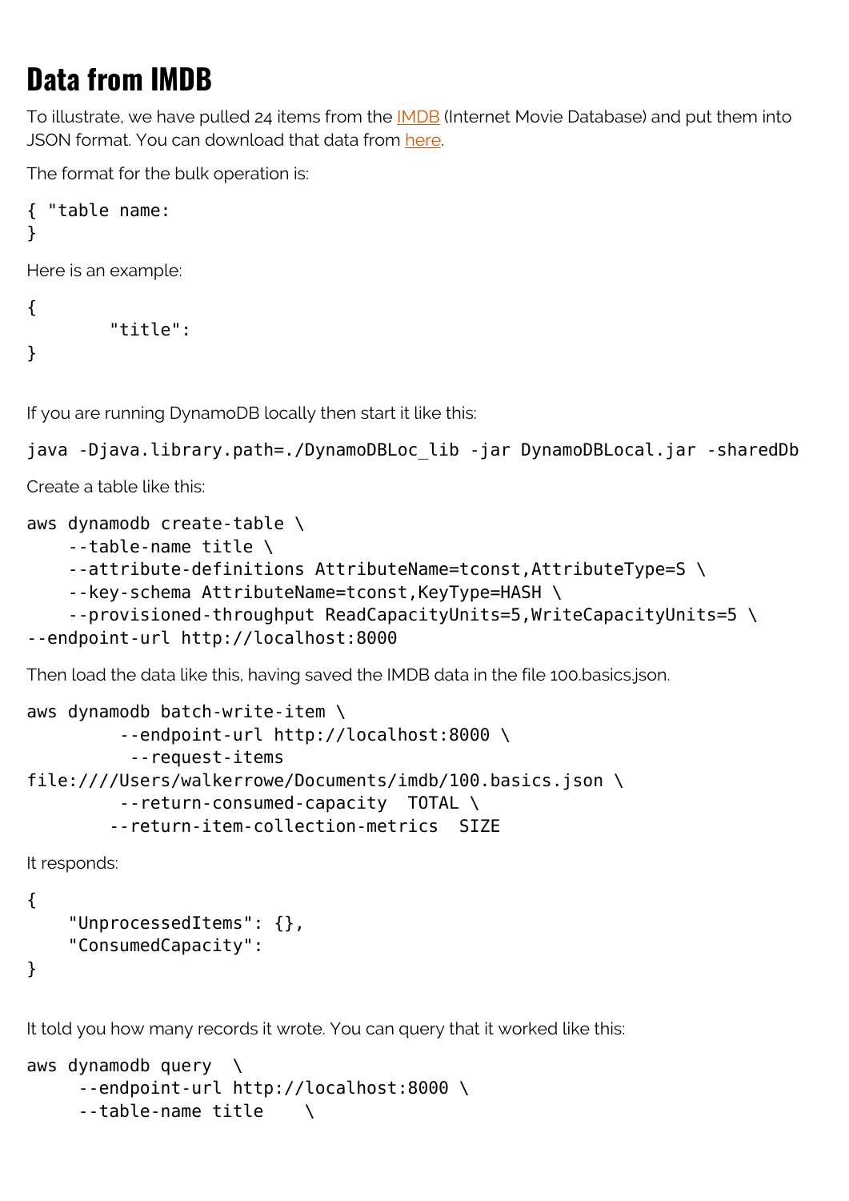# Data from IMDB

To illustrate, we have pulled 24 items from the IMDB (Internet Movie Database) and put them into JSON format. You can download that data from here.

The format for the bulk operation is:

```
{ "table name:
}
```

Here is an example:

```
{
        "title":
}
```

If you are running DynamoDB locally then start it like this:

```
java -Djava.library.path=./DynamoDBLoc_lib -jar DynamoDBLocal.jar -sharedDb
```

Create a table like this:

```
aws dynamodb create-table \
    --table-name title \
    --attribute-definitions AttributeName=tconst,AttributeType=S \
    --key-schema AttributeName=tconst,KeyType=HASH \
    --provisioned-throughput ReadCapacityUnits=5,WriteCapacityUnits=5 \
--endpoint-url http://localhost:8000
```

Then load the data like this, having saved the IMDB data in the file 100.basics.json.

```
aws dynamodb batch-write-item \
         --endpoint-url http://localhost:8000 \
          --request-items
file:////Users/walkerrowe/Documents/imdb/100.basics.json \
         --return-consumed-capacity  TOTAL \
        --return-item-collection-metrics  SIZE
```

It responds:

```
{
    "UnprocessedItems": {},
    "ConsumedCapacity":
}
```

It told you how many records it wrote. You can query that it worked like this:

```
aws dynamodb query  \
     --endpoint-url http://localhost:8000 \
     --table-name title    \
```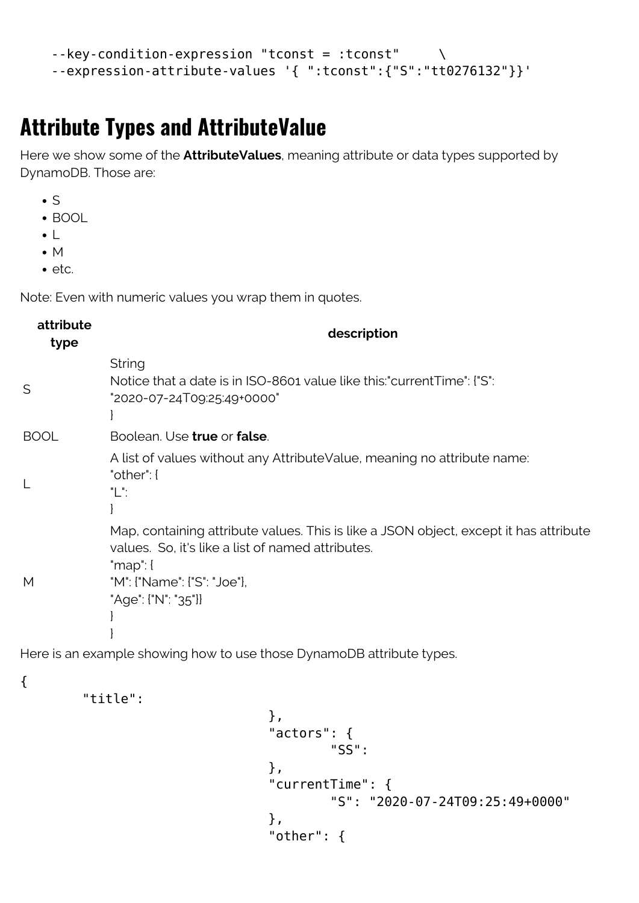```
    --key-condition-expression "tconst = :tconst"     \
    --expression-attribute-values '{ ":tconst":{"S":"tt0276132"}}'
```

# Attribute Types and AttributeValue

Here we show some of the **AttributeValues**, meaning attribute or data types supported by DynamoDB. Those are:

- S
- BOOL
- L
- M
- etc.

Note: Even with numeric values you wrap them in quotes.

| attribute type | description |
|---|---|
| S | String<br>Notice that a date is in ISO-8601 value like this:"currentTime": {"S": "2020-07-24T09:25:49+0000"<br>} |
| BOOL | Boolean. Use **true** or **false**. |
| L | A list of values without any AttributeValue, meaning no attribute name:<br>"other": {<br>"L":<br>} |
| M | Map, containing attribute values. This is like a JSON object, except it has attribute values. So, it's like a list of named attributes.<br>"map": {<br>"M": {"Name": {"S": "Joe"},<br>"Age": {"N": "35"}}<br>}<br>} |

Here is an example showing how to use those DynamoDB attribute types.

```
{
        "title":
                                },
                                "actors": {
                                        "SS":
                                },
                                "currentTime": {
                                        "S": "2020-07-24T09:25:49+0000"
                                },
                                "other": {
```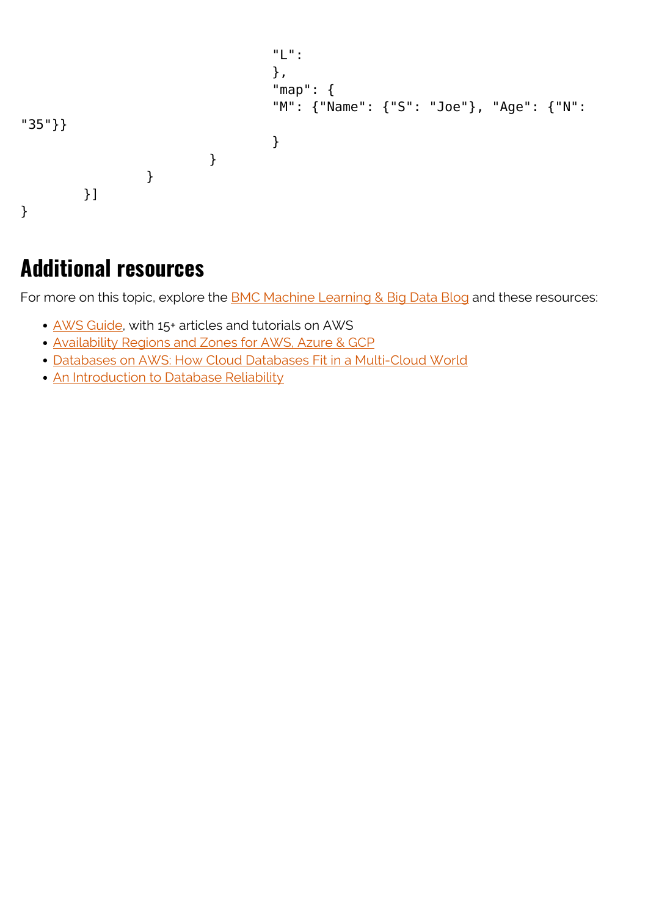```
                                "L":
                                },
                                "map": {
                                "M": {"Name": {"S": "Joe"}, "Age": {"N":
"35"}}
                                }
                        }
                }
        }]
}
```

## Additional resources

For more on this topic, explore the BMC Machine Learning & Big Data Blog and these resources:

- AWS Guide, with 15+ articles and tutorials on AWS
- Availability Regions and Zones for AWS, Azure & GCP
- Databases on AWS: How Cloud Databases Fit in a Multi-Cloud World
- An Introduction to Database Reliability